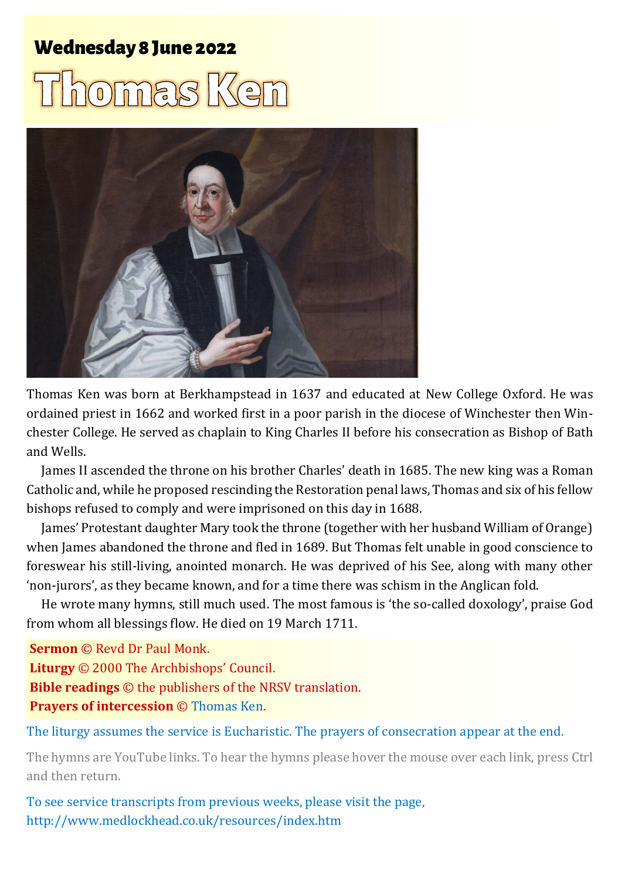## Wednesday 8 June 2022

# Thomas Ken

Thomas Ken was born at Berkhampstead in 1637 and educated at New College Oxford. He was ordained priest in 1662 and worked first in a poor parish in the diocese of Winchester then Winchester College. He served as chaplain to King Charles II before his consecration as Bishop of Bath and Wells.

James II ascended the throne on his brother Charles' death in 1685. The new king was a Roman Catholic and, while he proposed rescinding the Restoration penal laws, Thomas and six of his fellow bishops refused to comply and were imprisoned on this day in 1688.

James' Protestant daughter Mary took the throne (together with her husband William of Orange) when James abandoned the throne and fled in 1689. But Thomas felt unable in good conscience to foreswear his still-living, anointed monarch. He was deprived of his See, along with many other 'non-jurors', as they became known, and for a time there was schism in the Anglican fold.

He wrote many hymns, still much used. The most famous is 'the so-called doxology', praise God from whom all blessings flow. He died on 19 March 1711.

**Sermon** © Revd Dr Paul Monk.
**Liturgy** © 2000 The Archbishops' Council.
**Bible readings** © the publishers of the NRSV translation.
**Prayers of intercession** © Thomas Ken.

The liturgy assumes the service is Eucharistic. The prayers of consecration appear at the end.

The hymns are YouTube links. To hear the hymns please hover the mouse over each link, press Ctrl and then return.

To see service transcripts from previous weeks, please visit the page,
http://www.medlockhead.co.uk/resources/index.htm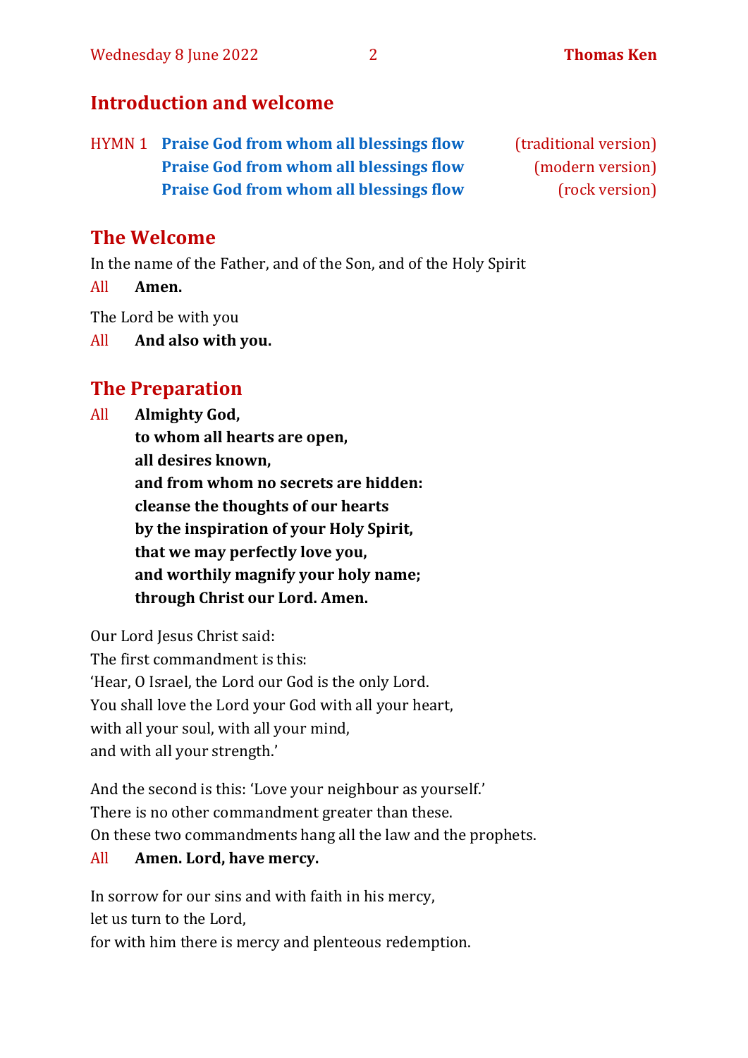## Introduction and welcome

HYMN 1 **Praise God from whom all blessings flow** (traditional version)
**Praise God from whom all blessings flow** (modern version)
**Praise God from whom all blessings flow** (rock version)

## The Welcome

In the name of the Father, and of the Son, and of the Holy Spirit

All **Amen.**

The Lord be with you

All **And also with you.**

## The Preparation

All **Almighty God,**
**to whom all hearts are open,**
**all desires known,**
**and from whom no secrets are hidden:**
**cleanse the thoughts of our hearts**
**by the inspiration of your Holy Spirit,**
**that we may perfectly love you,**
**and worthily magnify your holy name;**
**through Christ our Lord. Amen.**

Our Lord Jesus Christ said:
The first commandment is this:
'Hear, O Israel, the Lord our God is the only Lord.
You shall love the Lord your God with all your heart,
with all your soul, with all your mind,
and with all your strength.'

And the second is this: 'Love your neighbour as yourself.'
There is no other commandment greater than these.
On these two commandments hang all the law and the prophets.

All **Amen. Lord, have mercy.**

In sorrow for our sins and with faith in his mercy,
let us turn to the Lord,
for with him there is mercy and plenteous redemption.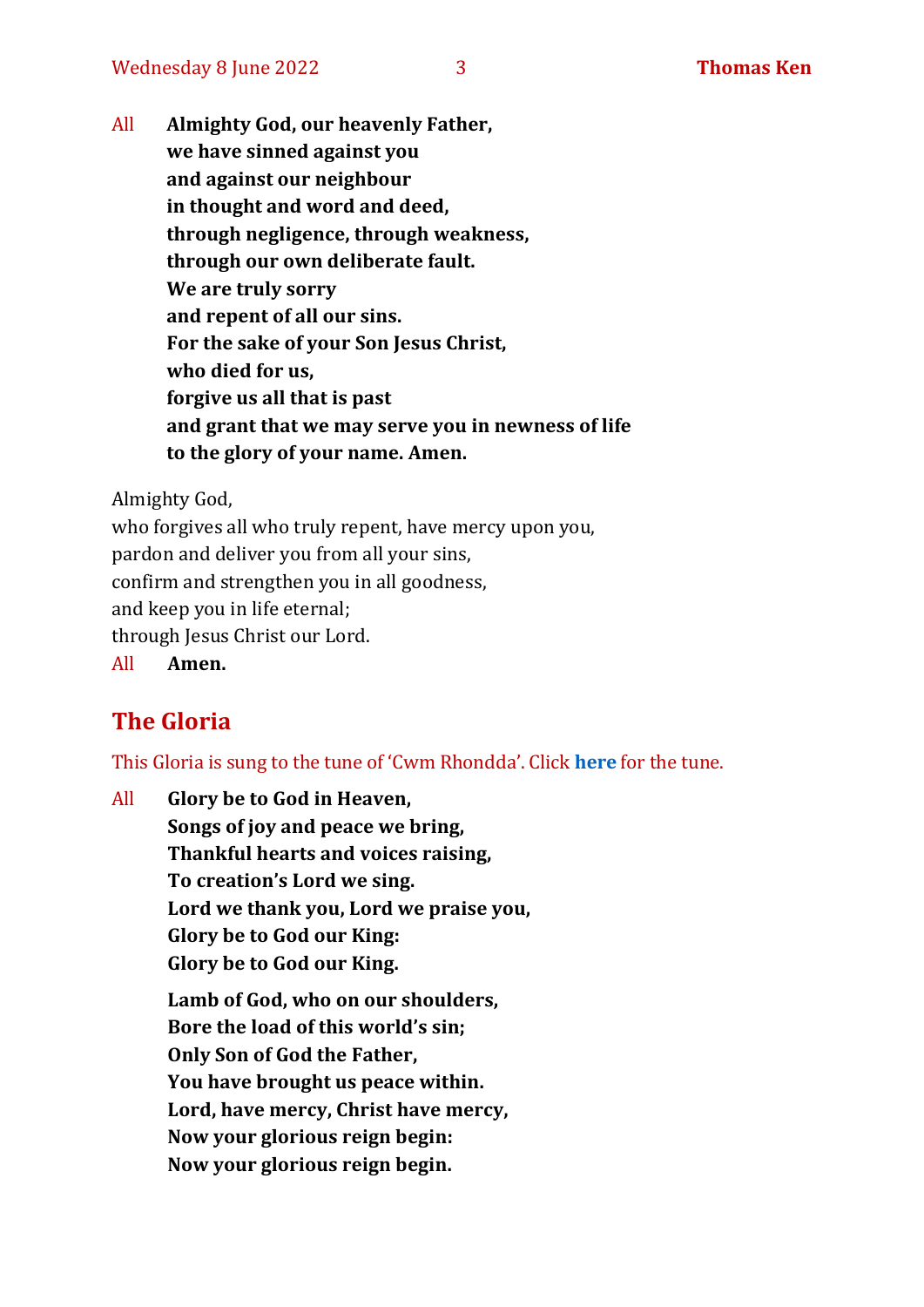All **Almighty God, our heavenly Father,**
**we have sinned against you**
**and against our neighbour**
**in thought and word and deed,**
**through negligence, through weakness,**
**through our own deliberate fault.**
**We are truly sorry**
**and repent of all our sins.**
**For the sake of your Son Jesus Christ,**
**who died for us,**
**forgive us all that is past**
**and grant that we may serve you in newness of life**
**to the glory of your name. Amen.**

Almighty God,
who forgives all who truly repent, have mercy upon you,
pardon and deliver you from all your sins,
confirm and strengthen you in all goodness,
and keep you in life eternal;
through Jesus Christ our Lord.
All **Amen.**

## The Gloria

This Gloria is sung to the tune of 'Cwm Rhondda'. Click **here** for the tune.

All **Glory be to God in Heaven,**
**Songs of joy and peace we bring,**
**Thankful hearts and voices raising,**
**To creation's Lord we sing.**
**Lord we thank you, Lord we praise you,**
**Glory be to God our King:**
**Glory be to God our King.**

**Lamb of God, who on our shoulders,**
**Bore the load of this world's sin;**
**Only Son of God the Father,**
**You have brought us peace within.**
**Lord, have mercy, Christ have mercy,**
**Now your glorious reign begin:**
**Now your glorious reign begin.**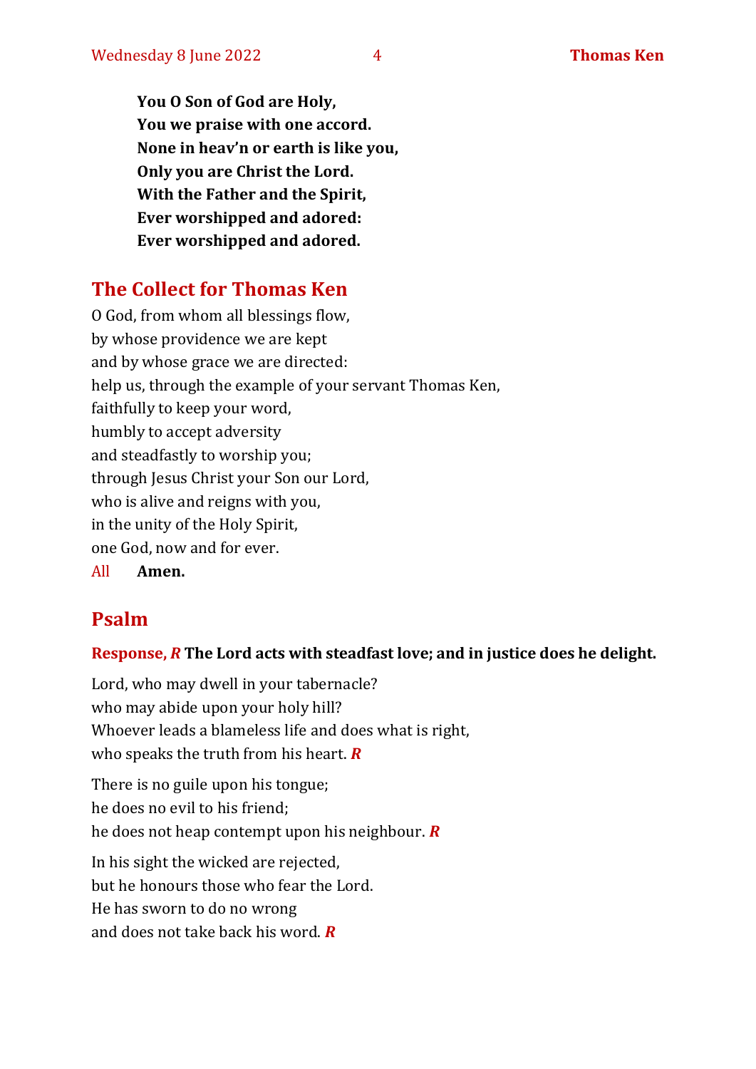**You O Son of God are Holy,**
**You we praise with one accord.**
**None in heav'n or earth is like you,**
**Only you are Christ the Lord.**
**With the Father and the Spirit,**
**Ever worshipped and adored:**
**Ever worshipped and adored.**

## The Collect for Thomas Ken

O God, from whom all blessings flow,
by whose providence we are kept
and by whose grace we are directed:
help us, through the example of your servant Thomas Ken,
faithfully to keep your word,
humbly to accept adversity
and steadfastly to worship you;
through Jesus Christ your Son our Lord,
who is alive and reigns with you,
in the unity of the Holy Spirit,
one God, now and for ever.

All **Amen.**

## Psalm

Response, ***R*** **The Lord acts with steadfast love; and in justice does he delight.**

Lord, who may dwell in your tabernacle?
who may abide upon your holy hill?
Whoever leads a blameless life and does what is right,
who speaks the truth from his heart. ***R***

There is no guile upon his tongue;
he does no evil to his friend;
he does not heap contempt upon his neighbour. ***R***

In his sight the wicked are rejected,
but he honours those who fear the Lord.
He has sworn to do no wrong
and does not take back his word. ***R***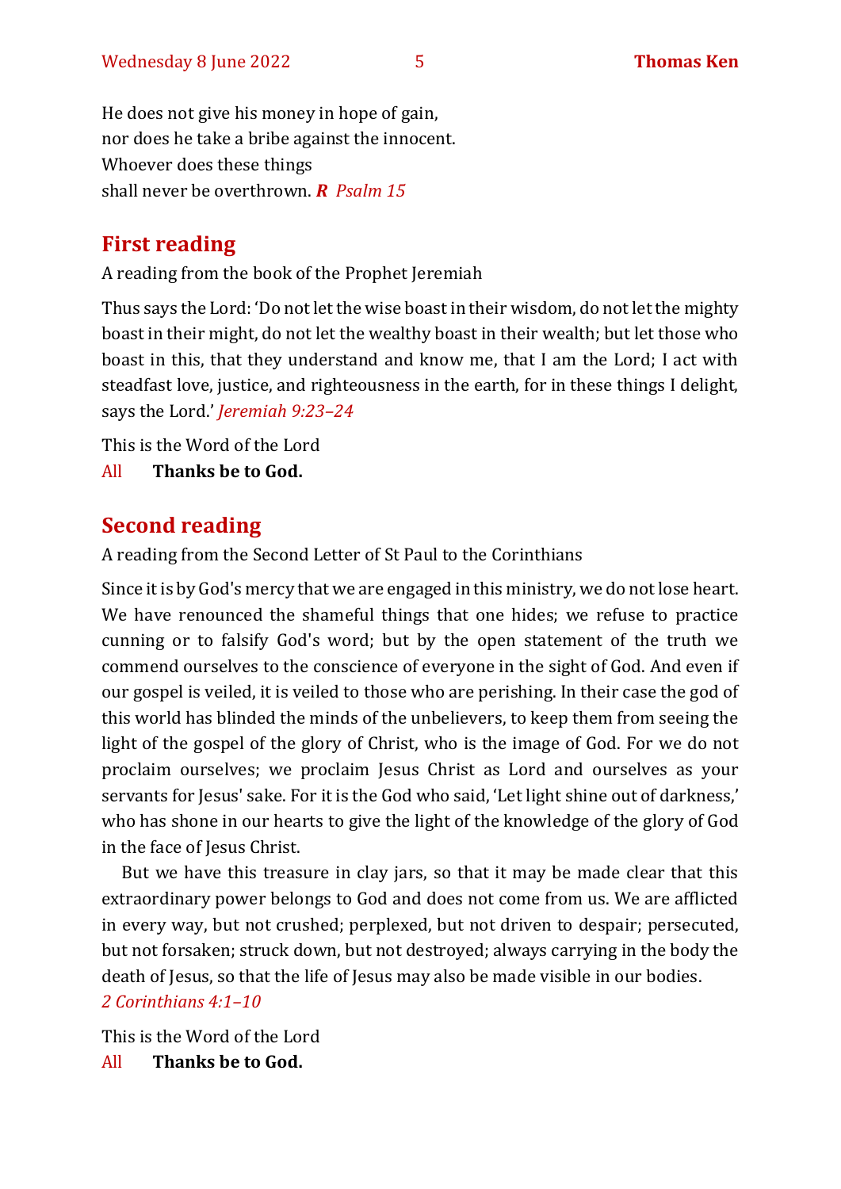He does not give his money in hope of gain,
nor does he take a bribe against the innocent.
Whoever does these things
shall never be overthrown. ***R*** *Psalm 15*

## First reading

A reading from the book of the Prophet Jeremiah

Thus says the Lord: 'Do not let the wise boast in their wisdom, do not let the mighty boast in their might, do not let the wealthy boast in their wealth; but let those who boast in this, that they understand and know me, that I am the Lord; I act with steadfast love, justice, and righteousness in the earth, for in these things I delight, says the Lord.' *Jeremiah 9:23–24*

This is the Word of the Lord
All **Thanks be to God.**

## Second reading

A reading from the Second Letter of St Paul to the Corinthians

Since it is by God's mercy that we are engaged in this ministry, we do not lose heart. We have renounced the shameful things that one hides; we refuse to practice cunning or to falsify God's word; but by the open statement of the truth we commend ourselves to the conscience of everyone in the sight of God. And even if our gospel is veiled, it is veiled to those who are perishing. In their case the god of this world has blinded the minds of the unbelievers, to keep them from seeing the light of the gospel of the glory of Christ, who is the image of God. For we do not proclaim ourselves; we proclaim Jesus Christ as Lord and ourselves as your servants for Jesus' sake. For it is the God who said, 'Let light shine out of darkness,' who has shone in our hearts to give the light of the knowledge of the glory of God in the face of Jesus Christ.

But we have this treasure in clay jars, so that it may be made clear that this extraordinary power belongs to God and does not come from us. We are afflicted in every way, but not crushed; perplexed, but not driven to despair; persecuted, but not forsaken; struck down, but not destroyed; always carrying in the body the death of Jesus, so that the life of Jesus may also be made visible in our bodies.
*2 Corinthians 4:1–10*

This is the Word of the Lord
All **Thanks be to God.**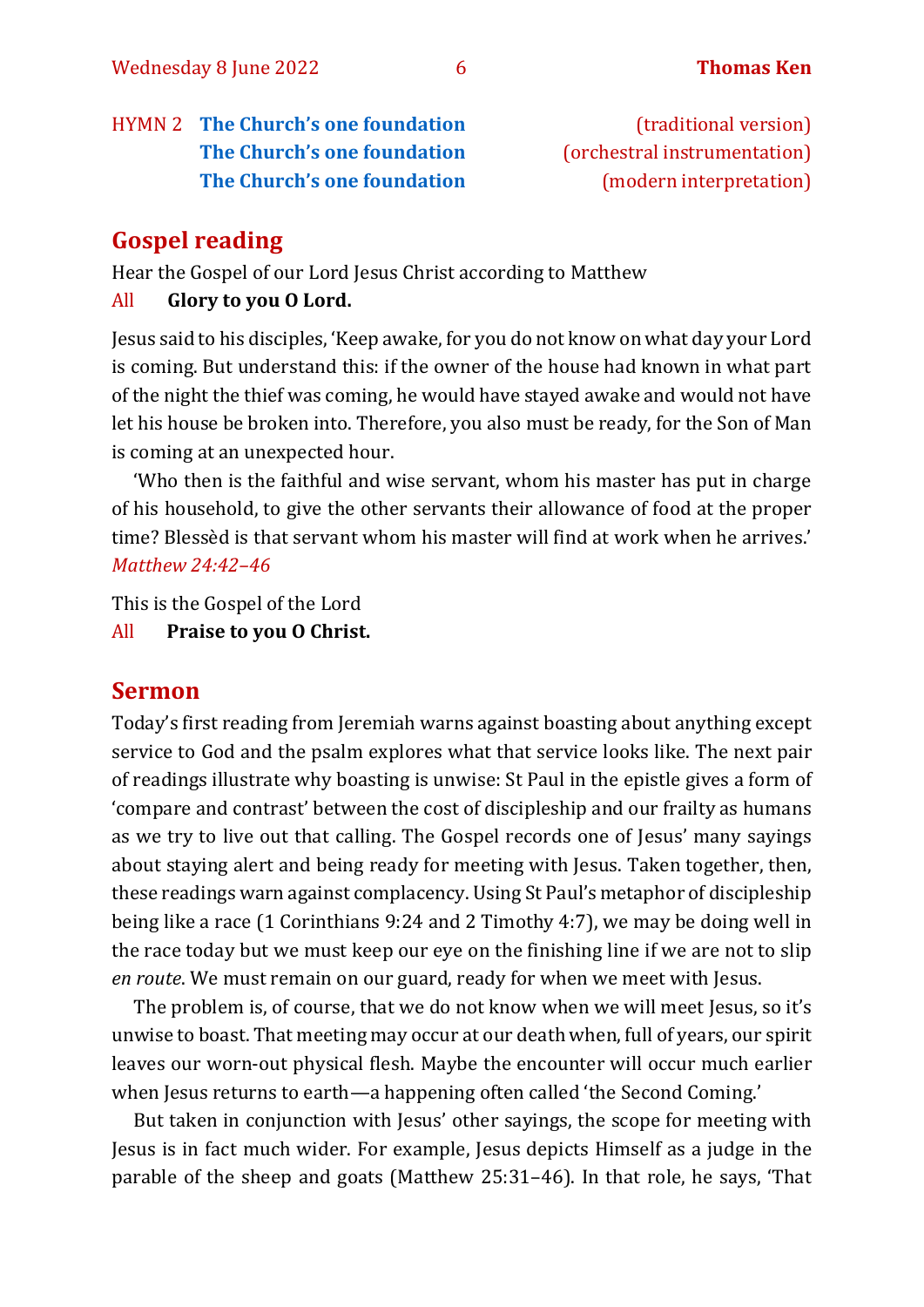HYMN 2 **The Church's one foundation** (traditional version)
**The Church's one foundation** (orchestral instrumentation)
**The Church's one foundation** (modern interpretation)

## Gospel reading

Hear the Gospel of our Lord Jesus Christ according to Matthew

All **Glory to you O Lord.**

Jesus said to his disciples, 'Keep awake, for you do not know on what day your Lord is coming. But understand this: if the owner of the house had known in what part of the night the thief was coming, he would have stayed awake and would not have let his house be broken into. Therefore, you also must be ready, for the Son of Man is coming at an unexpected hour.

'Who then is the faithful and wise servant, whom his master has put in charge of his household, to give the other servants their allowance of food at the proper time? Blessèd is that servant whom his master will find at work when he arrives.'
*Matthew 24:42–46*

This is the Gospel of the Lord

All **Praise to you O Christ.**

## Sermon

Today's first reading from Jeremiah warns against boasting about anything except service to God and the psalm explores what that service looks like. The next pair of readings illustrate why boasting is unwise: St Paul in the epistle gives a form of 'compare and contrast' between the cost of discipleship and our frailty as humans as we try to live out that calling. The Gospel records one of Jesus' many sayings about staying alert and being ready for meeting with Jesus. Taken together, then, these readings warn against complacency. Using St Paul's metaphor of discipleship being like a race (1 Corinthians 9:24 and 2 Timothy 4:7), we may be doing well in the race today but we must keep our eye on the finishing line if we are not to slip *en route*. We must remain on our guard, ready for when we meet with Jesus.

The problem is, of course, that we do not know when we will meet Jesus, so it's unwise to boast. That meeting may occur at our death when, full of years, our spirit leaves our worn-out physical flesh. Maybe the encounter will occur much earlier when Jesus returns to earth—a happening often called 'the Second Coming.'

But taken in conjunction with Jesus' other sayings, the scope for meeting with Jesus is in fact much wider. For example, Jesus depicts Himself as a judge in the parable of the sheep and goats (Matthew 25:31–46). In that role, he says, 'That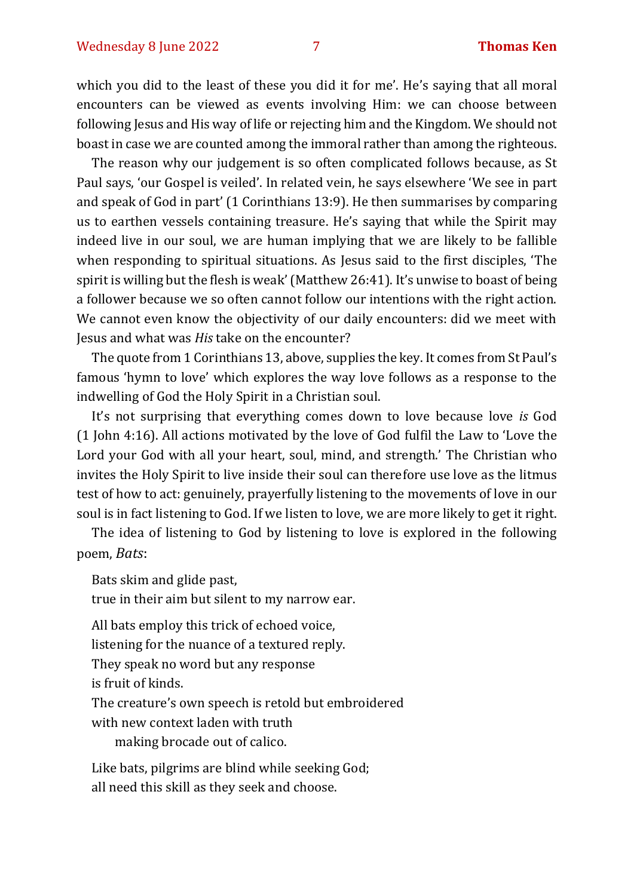which you did to the least of these you did it for me'. He's saying that all moral encounters can be viewed as events involving Him: we can choose between following Jesus and His way of life or rejecting him and the Kingdom. We should not boast in case we are counted among the immoral rather than among the righteous.

The reason why our judgement is so often complicated follows because, as St Paul says, 'our Gospel is veiled'. In related vein, he says elsewhere 'We see in part and speak of God in part' (1 Corinthians 13:9). He then summarises by comparing us to earthen vessels containing treasure. He's saying that while the Spirit may indeed live in our soul, we are human implying that we are likely to be fallible when responding to spiritual situations. As Jesus said to the first disciples, 'The spirit is willing but the flesh is weak' (Matthew 26:41). It's unwise to boast of being a follower because we so often cannot follow our intentions with the right action. We cannot even know the objectivity of our daily encounters: did we meet with Jesus and what was *His* take on the encounter?

The quote from 1 Corinthians 13, above, supplies the key. It comes from St Paul's famous 'hymn to love' which explores the way love follows as a response to the indwelling of God the Holy Spirit in a Christian soul.

It's not surprising that everything comes down to love because love *is* God (1 John 4:16). All actions motivated by the love of God fulfil the Law to 'Love the Lord your God with all your heart, soul, mind, and strength.' The Christian who invites the Holy Spirit to live inside their soul can therefore use love as the litmus test of how to act: genuinely, prayerfully listening to the movements of love in our soul is in fact listening to God. If we listen to love, we are more likely to get it right.

The idea of listening to God by listening to love is explored in the following poem, *Bats*:

Bats skim and glide past,  
true in their aim but silent to my narrow ear.

All bats employ this trick of echoed voice,  
listening for the nuance of a textured reply.  
They speak no word but any response  
is fruit of kinds.  
The creature's own speech is retold but embroidered  
with new context laden with truth  
    making brocade out of calico.

Like bats, pilgrims are blind while seeking God;  
all need this skill as they seek and choose.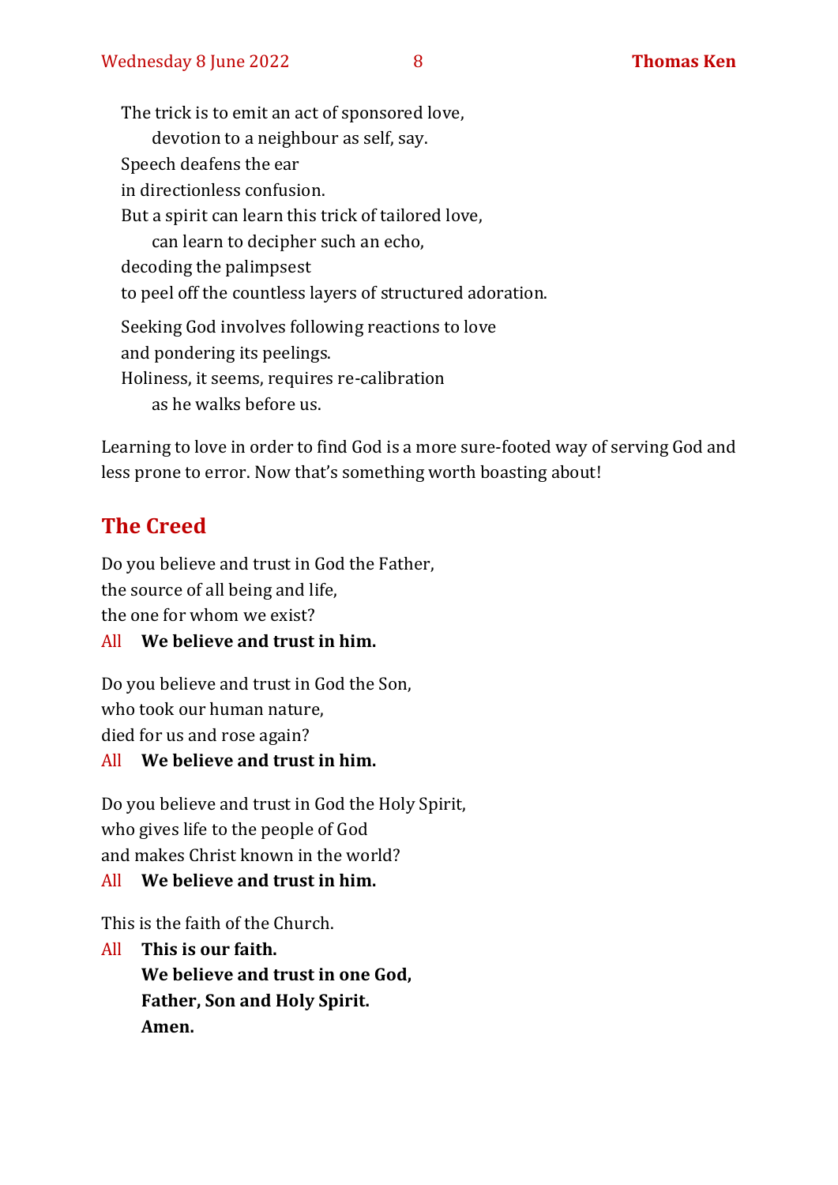The trick is to emit an act of sponsored love,
    devotion to a neighbour as self, say.
Speech deafens the ear
in directionless confusion.
But a spirit can learn this trick of tailored love,
    can learn to decipher such an echo,
decoding the palimpsest
to peel off the countless layers of structured adoration.

Seeking God involves following reactions to love
and pondering its peelings.
Holiness, it seems, requires re-calibration
    as he walks before us.

Learning to love in order to find God is a more sure-footed way of serving God and less prone to error. Now that's something worth boasting about!

## The Creed

Do you believe and trust in God the Father,
the source of all being and life,
the one for whom we exist?

All **We believe and trust in him.**

Do you believe and trust in God the Son,
who took our human nature,
died for us and rose again?

All **We believe and trust in him.**

Do you believe and trust in God the Holy Spirit,
who gives life to the people of God
and makes Christ known in the world?

All **We believe and trust in him.**

This is the faith of the Church.

All **This is our faith.**
**We believe and trust in one God,**
**Father, Son and Holy Spirit.**
**Amen.**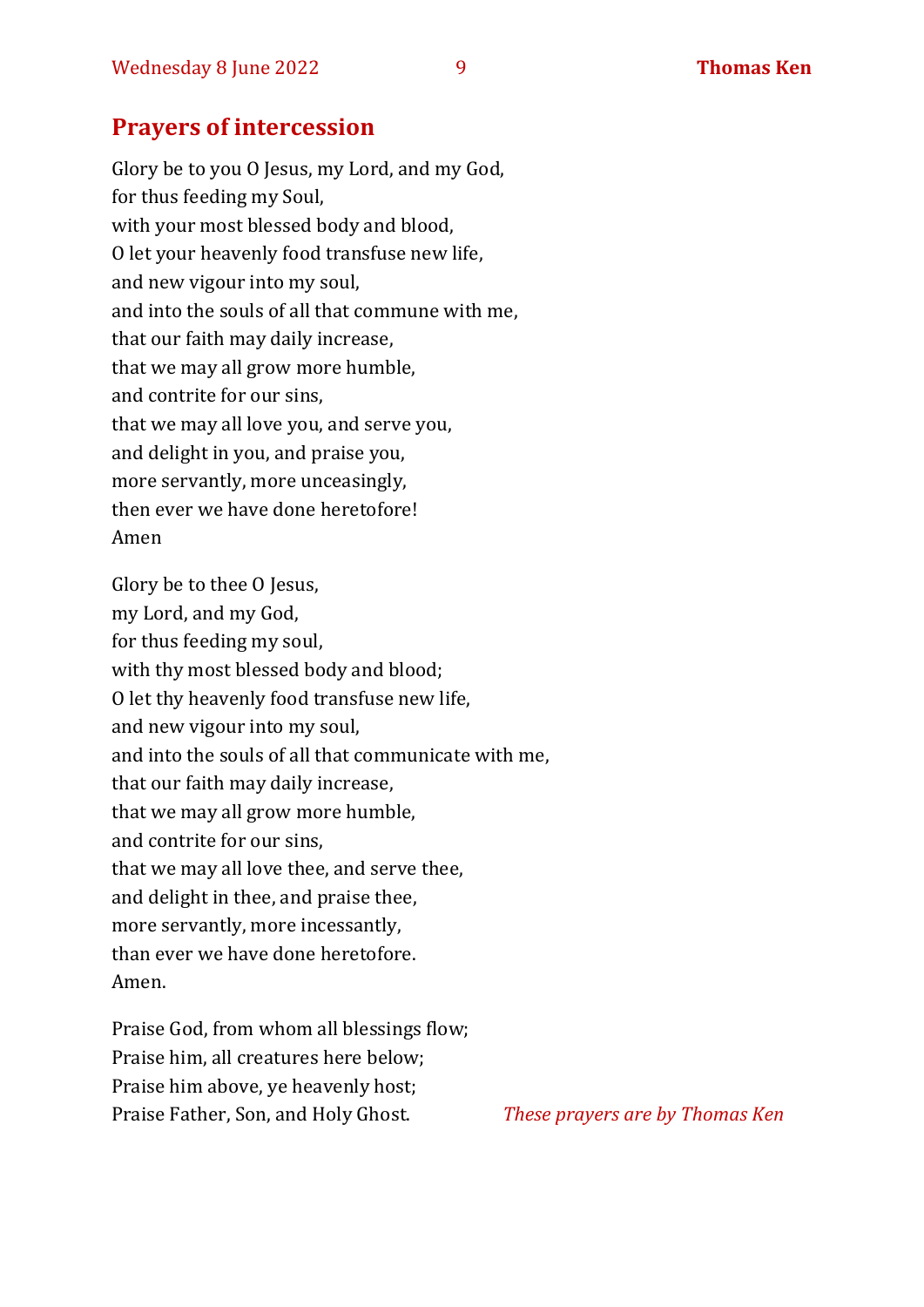## Prayers of intercession

Glory be to you O Jesus, my Lord, and my God,
for thus feeding my Soul,
with your most blessed body and blood,
O let your heavenly food transfuse new life,
and new vigour into my soul,
and into the souls of all that commune with me,
that our faith may daily increase,
that we may all grow more humble,
and contrite for our sins,
that we may all love you, and serve you,
and delight in you, and praise you,
more servantly, more unceasingly,
then ever we have done heretofore!
Amen

Glory be to thee O Jesus,
my Lord, and my God,
for thus feeding my soul,
with thy most blessed body and blood;
O let thy heavenly food transfuse new life,
and new vigour into my soul,
and into the souls of all that communicate with me,
that our faith may daily increase,
that we may all grow more humble,
and contrite for our sins,
that we may all love thee, and serve thee,
and delight in thee, and praise thee,
more servantly, more incessantly,
than ever we have done heretofore.
Amen.

Praise God, from whom all blessings flow;
Praise him, all creatures here below;
Praise him above, ye heavenly host;
Praise Father, Son, and Holy Ghost.

*These prayers are by Thomas Ken*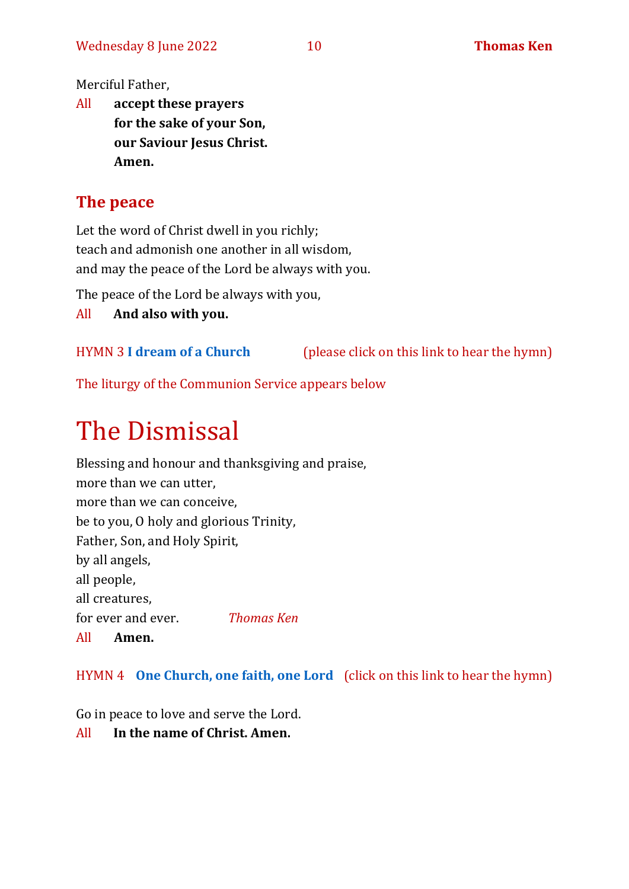Merciful Father,

All **accept these prayers**
**for the sake of your Son,**
**our Saviour Jesus Christ.**
**Amen.**

## The peace

Let the word of Christ dwell in you richly;
teach and admonish one another in all wisdom,
and may the peace of the Lord be always with you.

The peace of the Lord be always with you,

All **And also with you.**

HYMN 3 **I dream of a Church** (please click on this link to hear the hymn)

The liturgy of the Communion Service appears below

# The Dismissal

Blessing and honour and thanksgiving and praise,
more than we can utter,
more than we can conceive,
be to you, O holy and glorious Trinity,
Father, Son, and Holy Spirit,
by all angels,
all people,
all creatures,
for ever and ever. *Thomas Ken*

All **Amen.**

HYMN 4 **One Church, one faith, one Lord** (click on this link to hear the hymn)

Go in peace to love and serve the Lord.

All **In the name of Christ. Amen.**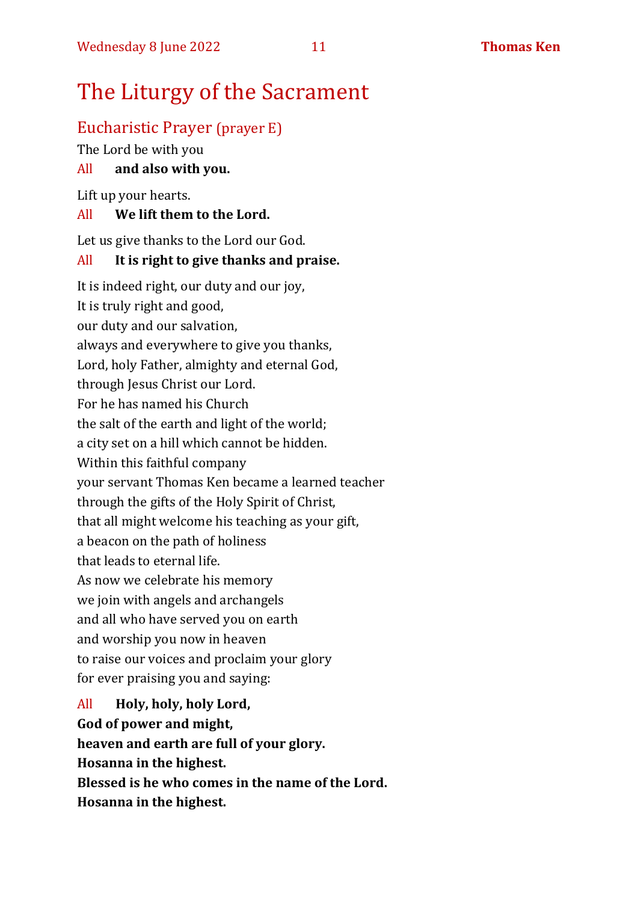# The Liturgy of the Sacrament

## Eucharistic Prayer (prayer E)

The Lord be with you

All **and also with you.**

Lift up your hearts.

All **We lift them to the Lord.**

Let us give thanks to the Lord our God.

All **It is right to give thanks and praise.**

It is indeed right, our duty and our joy,
It is truly right and good,
our duty and our salvation,
always and everywhere to give you thanks,
Lord, holy Father, almighty and eternal God,
through Jesus Christ our Lord.
For he has named his Church
the salt of the earth and light of the world;
a city set on a hill which cannot be hidden.
Within this faithful company
your servant Thomas Ken became a learned teacher
through the gifts of the Holy Spirit of Christ,
that all might welcome his teaching as your gift,
a beacon on the path of holiness
that leads to eternal life.
As now we celebrate his memory
we join with angels and archangels
and all who have served you on earth
and worship you now in heaven
to raise our voices and proclaim your glory
for ever praising you and saying:

All **Holy, holy, holy Lord,**
**God of power and might,**
**heaven and earth are full of your glory.**
**Hosanna in the highest.**
**Blessed is he who comes in the name of the Lord.**
**Hosanna in the highest.**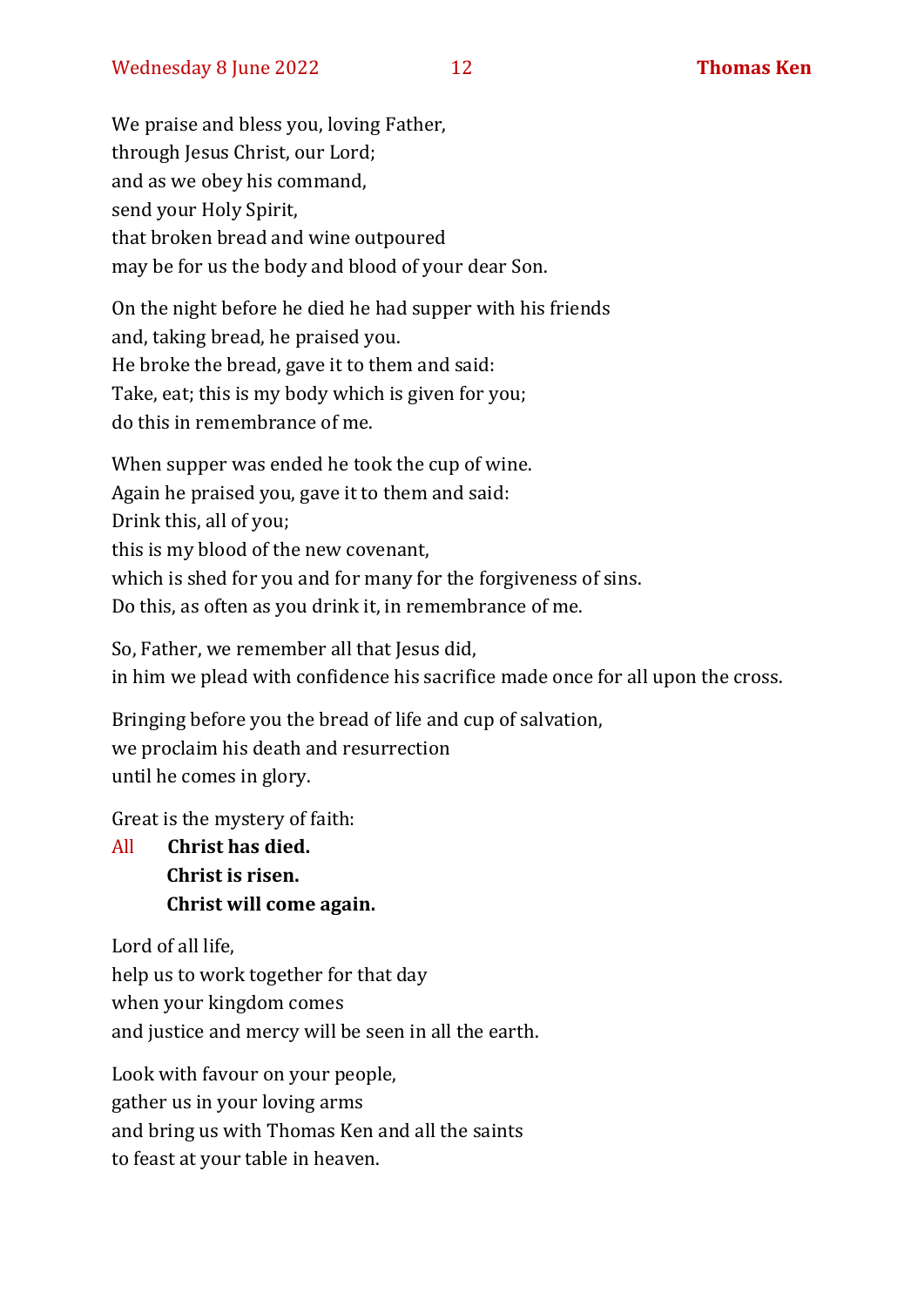We praise and bless you, loving Father,
through Jesus Christ, our Lord;
and as we obey his command,
send your Holy Spirit,
that broken bread and wine outpoured
may be for us the body and blood of your dear Son.

On the night before he died he had supper with his friends
and, taking bread, he praised you.
He broke the bread, gave it to them and said:
Take, eat; this is my body which is given for you;
do this in remembrance of me.

When supper was ended he took the cup of wine.
Again he praised you, gave it to them and said:
Drink this, all of you;
this is my blood of the new covenant,
which is shed for you and for many for the forgiveness of sins.
Do this, as often as you drink it, in remembrance of me.

So, Father, we remember all that Jesus did,
in him we plead with confidence his sacrifice made once for all upon the cross.

Bringing before you the bread of life and cup of salvation,
we proclaim his death and resurrection
until he comes in glory.

Great is the mystery of faith:

All **Christ has died.**
**Christ is risen.**
**Christ will come again.**

Lord of all life,
help us to work together for that day
when your kingdom comes
and justice and mercy will be seen in all the earth.

Look with favour on your people,
gather us in your loving arms
and bring us with Thomas Ken and all the saints
to feast at your table in heaven.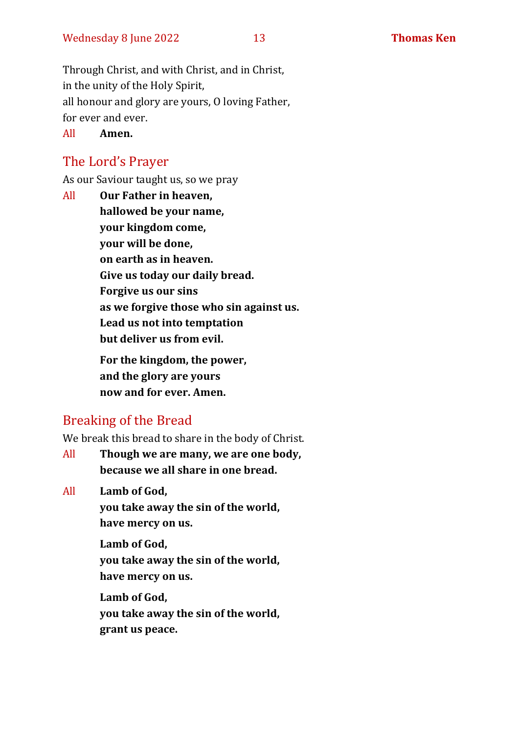Through Christ, and with Christ, and in Christ,
in the unity of the Holy Spirit,
all honour and glory are yours, O loving Father,
for ever and ever.

All **Amen.**

## The Lord's Prayer

As our Saviour taught us, so we pray

All **Our Father in heaven,**
**hallowed be your name,**
**your kingdom come,**
**your will be done,**
**on earth as in heaven.**
**Give us today our daily bread.**
**Forgive us our sins**
**as we forgive those who sin against us.**
**Lead us not into temptation**
**but deliver us from evil.**

**For the kingdom, the power,**
**and the glory are yours**
**now and for ever. Amen.**

## Breaking of the Bread

We break this bread to share in the body of Christ.

All **Though we are many, we are one body,**
**because we all share in one bread.**

All **Lamb of God,**
**you take away the sin of the world,**
**have mercy on us.**

**Lamb of God,**
**you take away the sin of the world,**
**have mercy on us.**

**Lamb of God,**
**you take away the sin of the world,**
**grant us peace.**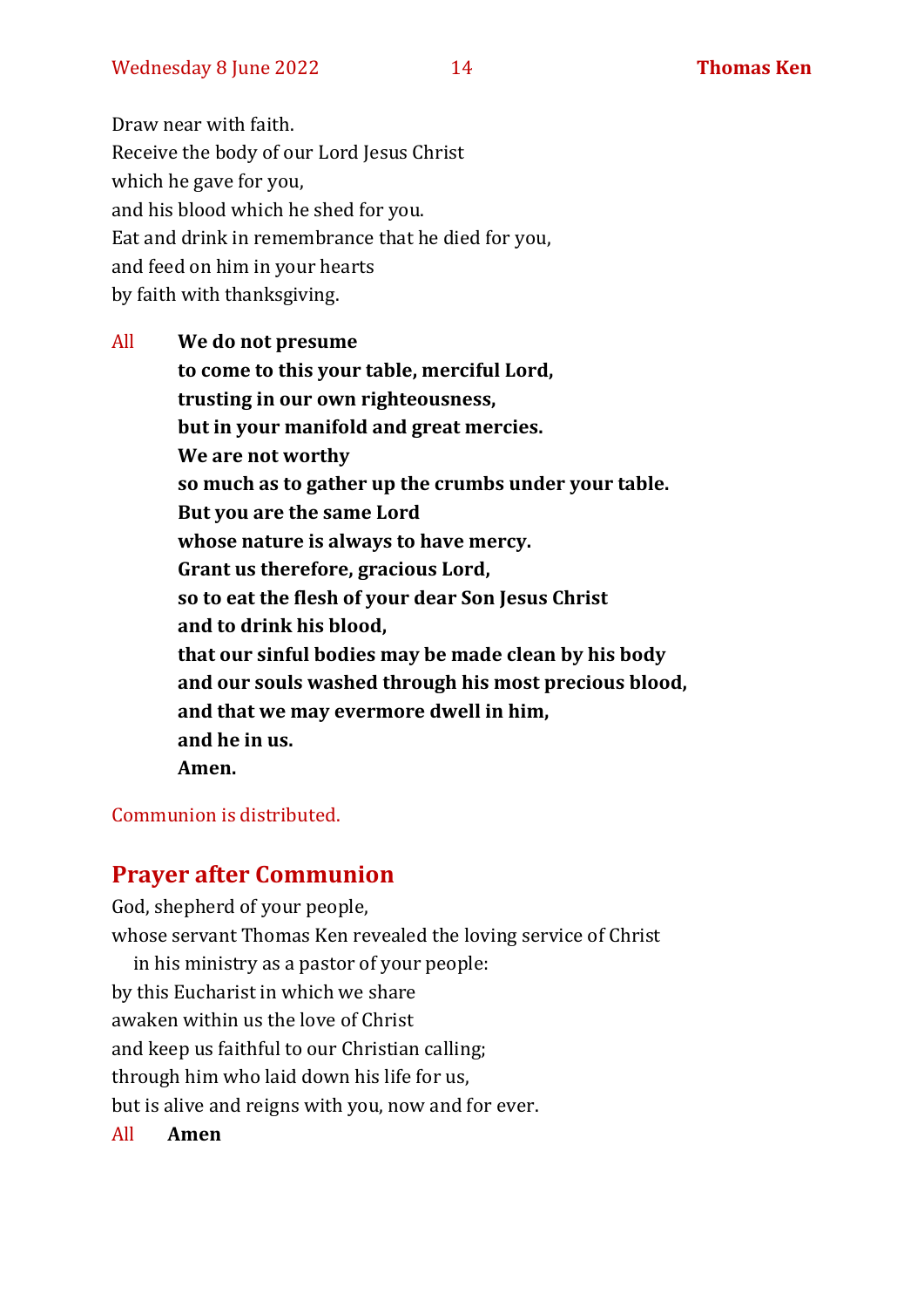Draw near with faith.
Receive the body of our Lord Jesus Christ
which he gave for you,
and his blood which he shed for you.
Eat and drink in remembrance that he died for you,
and feed on him in your hearts
by faith with thanksgiving.

All **We do not presume**
**to come to this your table, merciful Lord,**
**trusting in our own righteousness,**
**but in your manifold and great mercies.**
**We are not worthy**
**so much as to gather up the crumbs under your table.**
**But you are the same Lord**
**whose nature is always to have mercy.**
**Grant us therefore, gracious Lord,**
**so to eat the flesh of your dear Son Jesus Christ**
**and to drink his blood,**
**that our sinful bodies may be made clean by his body**
**and our souls washed through his most precious blood,**
**and that we may evermore dwell in him,**
**and he in us.**
**Amen.**

Communion is distributed.

## Prayer after Communion

God, shepherd of your people,
whose servant Thomas Ken revealed the loving service of Christ
in his ministry as a pastor of your people:
by this Eucharist in which we share
awaken within us the love of Christ
and keep us faithful to our Christian calling;
through him who laid down his life for us,
but is alive and reigns with you, now and for ever.

All **Amen**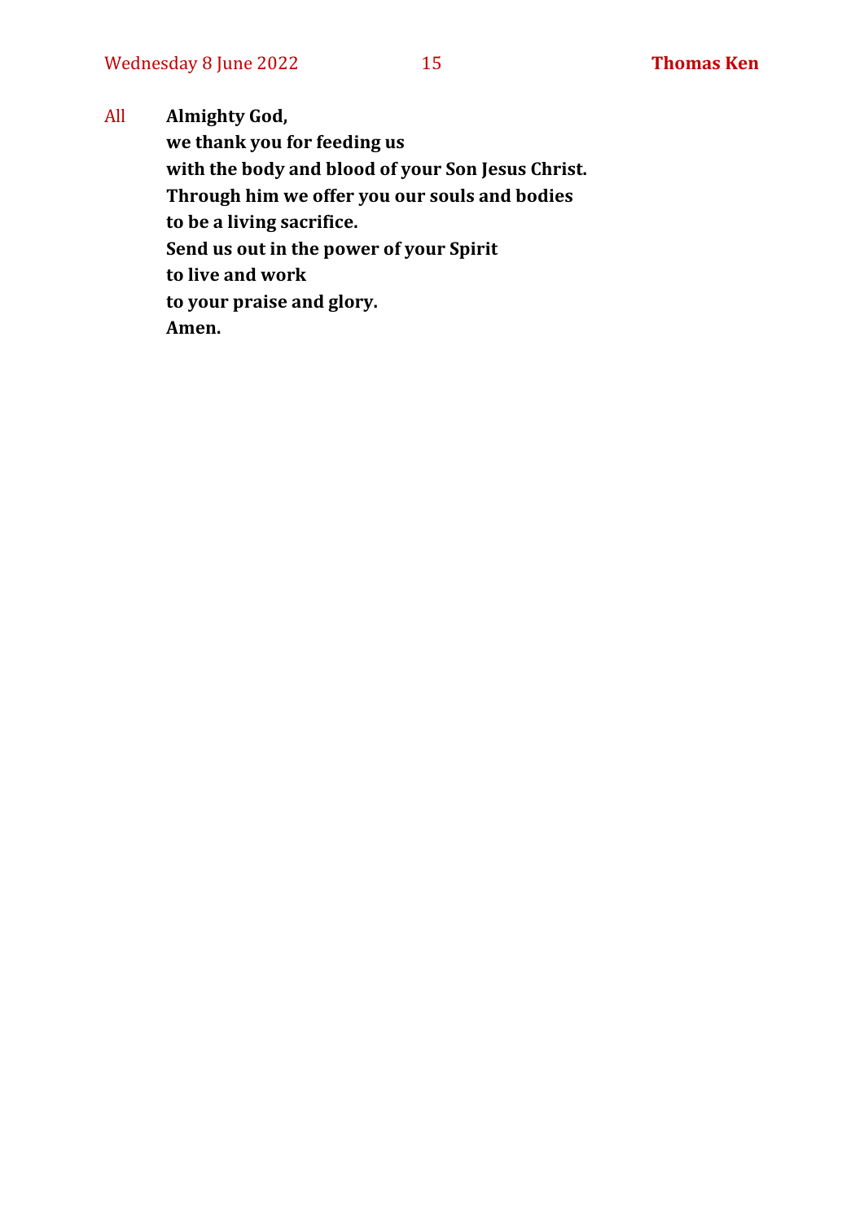All **Almighty God,**
**we thank you for feeding us**
**with the body and blood of your Son Jesus Christ.**
**Through him we offer you our souls and bodies**
**to be a living sacrifice.**
**Send us out in the power of your Spirit**
**to live and work**
**to your praise and glory.**
**Amen.**